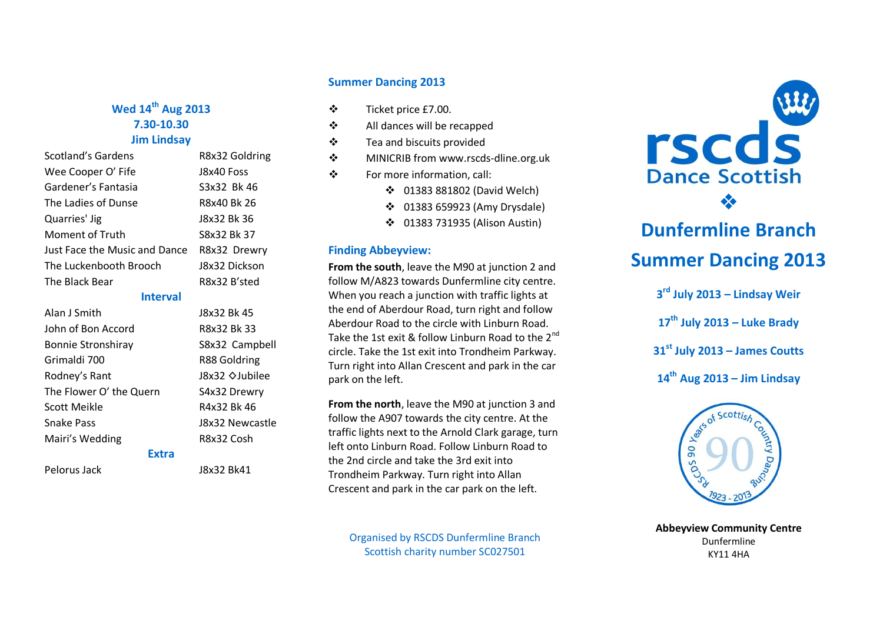## Wed 14th Aug 2013
**7.30-10.30**
**Jim Lindsay**

| | |
|---|---|
| Scotland's Gardens | R8x32 Goldring |
| Wee Cooper O' Fife | J8x40 Foss |
| Gardener's Fantasia | S3x32 Bk 46 |
| The Ladies of Dunse | R8x40 Bk 26 |
| Quarries' Jig | J8x32 Bk 36 |
| Moment of Truth | S8x32 Bk 37 |
| Just Face the Music and Dance | R8x32 Drewry |
| The Luckenbooth Brooch | J8x32 Dickson |
| The Black Bear | R8x32 B'sted |
| **Interval** | |
| Alan J Smith | J8x32 Bk 45 |
| John of Bon Accord | R8x32 Bk 33 |
| Bonnie Stronshiray | S8x32 Campbell |
| Grimaldi 700 | R88 Goldring |
| Rodney's Rant | J8x32 ◇Jubilee |
| The Flower O' the Quern | S4x32 Drewry |
| Scott Meikle | R4x32 Bk 46 |
| Snake Pass | J8x32 Newcastle |
| Mairi's Wedding | R8x32 Cosh |
| **Extra** | |
| Pelorus Jack | J8x32 Bk41 |

## Summer Dancing 2013

- Ticket price £7.00.
- All dances will be recapped
- Tea and biscuits provided
- MINICRIB from www.rscds-dline.org.uk
- For more information, call:
  - 01383 881802 (David Welch)
  - 01383 659923 (Amy Drysdale)
  - 01383 731935 (Alison Austin)

## Finding Abbeyview:

**From the south**, leave the M90 at junction 2 and follow M/A823 towards Dunfermline city centre. When you reach a junction with traffic lights at the end of Aberdour Road, turn right and follow Aberdour Road to the circle with Linburn Road. Take the 1st exit & follow Linburn Road to the 2nd circle. Take the 1st exit into Trondheim Parkway. Turn right into Allan Crescent and park in the car park on the left.

**From the north**, leave the M90 at junction 3 and follow the A907 towards the city centre. At the traffic lights next to the Arnold Clark garage, turn left onto Linburn Road. Follow Linburn Road to the 2nd circle and take the 3rd exit into Trondheim Parkway. Turn right into Allan Crescent and park in the car park on the left.

Organised by RSCDS Dunfermline Branch
Scottish charity number SC027501

rscds
Dance Scottish

# Dunfermline Branch
# Summer Dancing 2013

**3rd July 2013 – Lindsay Weir**

**17th July 2013 – Luke Brady**

**31st July 2013 – James Coutts**

**14th Aug 2013 – Jim Lindsay**

RSCDS 90 Years of Scottish Country Dancing 1923 - 2013

**Abbeyview Community Centre**
Dunfermline
KY11 4HA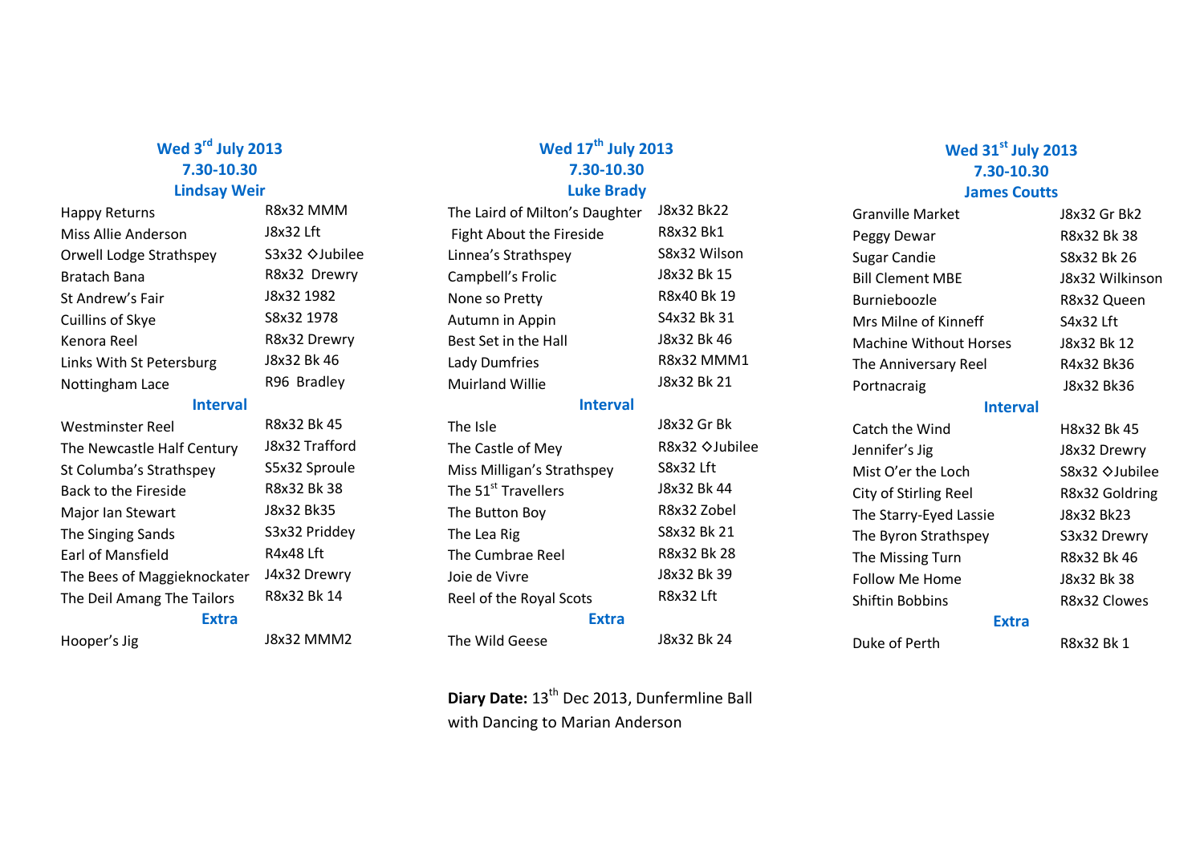## Wed 3rd July 2013
## 7.30-10.30
## Lindsay Weir

| | |
|---|---|
| Happy Returns | R8x32 MMM |
| Miss Allie Anderson | J8x32 Lft |
| Orwell Lodge Strathspey | S3x32 ◇Jubilee |
| Bratach Bana | R8x32 Drewry |
| St Andrew's Fair | J8x32 1982 |
| Cuillins of Skye | S8x32 1978 |
| Kenora Reel | R8x32 Drewry |
| Links With St Petersburg | J8x32 Bk 46 |
| Nottingham Lace | R96 Bradley |

**Interval**

| | |
|---|---|
| Westminster Reel | R8x32 Bk 45 |
| The Newcastle Half Century | J8x32 Trafford |
| St Columba's Strathspey | S5x32 Sproule |
| Back to the Fireside | R8x32 Bk 38 |
| Major Ian Stewart | J8x32 Bk35 |
| The Singing Sands | S3x32 Priddey |
| Earl of Mansfield | R4x48 Lft |
| The Bees of Maggieknockater | J4x32 Drewry |
| The Deil Amang The Tailors | R8x32 Bk 14 |

**Extra**

| | |
|---|---|
| Hooper's Jig | J8x32 MMM2 |

## Wed 17th July 2013
## 7.30-10.30
## Luke Brady

| | |
|---|---|
| The Laird of Milton's Daughter | J8x32 Bk22 |
| Fight About the Fireside | R8x32 Bk1 |
| Linnea's Strathspey | S8x32 Wilson |
| Campbell's Frolic | J8x32 Bk 15 |
| None so Pretty | R8x40 Bk 19 |
| Autumn in Appin | S4x32 Bk 31 |
| Best Set in the Hall | J8x32 Bk 46 |
| Lady Dumfries | R8x32 MMM1 |
| Muirland Willie | J8x32 Bk 21 |

**Interval**

| | |
|---|---|
| The Isle | J8x32 Gr Bk |
| The Castle of Mey | R8x32 ◇Jubilee |
| Miss Milligan's Strathspey | S8x32 Lft |
| The 51st Travellers | J8x32 Bk 44 |
| The Button Boy | R8x32 Zobel |
| The Lea Rig | S8x32 Bk 21 |
| The Cumbrae Reel | R8x32 Bk 28 |
| Joie de Vivre | J8x32 Bk 39 |
| Reel of the Royal Scots | R8x32 Lft |

**Extra**

| | |
|---|---|
| The Wild Geese | J8x32 Bk 24 |

**Diary Date:** 13th Dec 2013, Dunfermline Ball with Dancing to Marian Anderson

## Wed 31st July 2013
## 7.30-10.30
## James Coutts

| | |
|---|---|
| Granville Market | J8x32 Gr Bk2 |
| Peggy Dewar | R8x32 Bk 38 |
| Sugar Candie | S8x32 Bk 26 |
| Bill Clement MBE | J8x32 Wilkinson |
| Burnieboozle | R8x32 Queen |
| Mrs Milne of Kinneff | S4x32 Lft |
| Machine Without Horses | J8x32 Bk 12 |
| The Anniversary Reel | R4x32 Bk36 |
| Portnacraig | J8x32 Bk36 |

**Interval**

| | |
|---|---|
| Catch the Wind | H8x32 Bk 45 |
| Jennifer's Jig | J8x32 Drewry |
| Mist O'er the Loch | S8x32 ◇Jubilee |
| City of Stirling Reel | R8x32 Goldring |
| The Starry-Eyed Lassie | J8x32 Bk23 |
| The Byron Strathspey | S3x32 Drewry |
| The Missing Turn | R8x32 Bk 46 |
| Follow Me Home | J8x32 Bk 38 |
| Shiftin Bobbins | R8x32 Clowes |

**Extra**

| | |
|---|---|
| Duke of Perth | R8x32 Bk 1 |